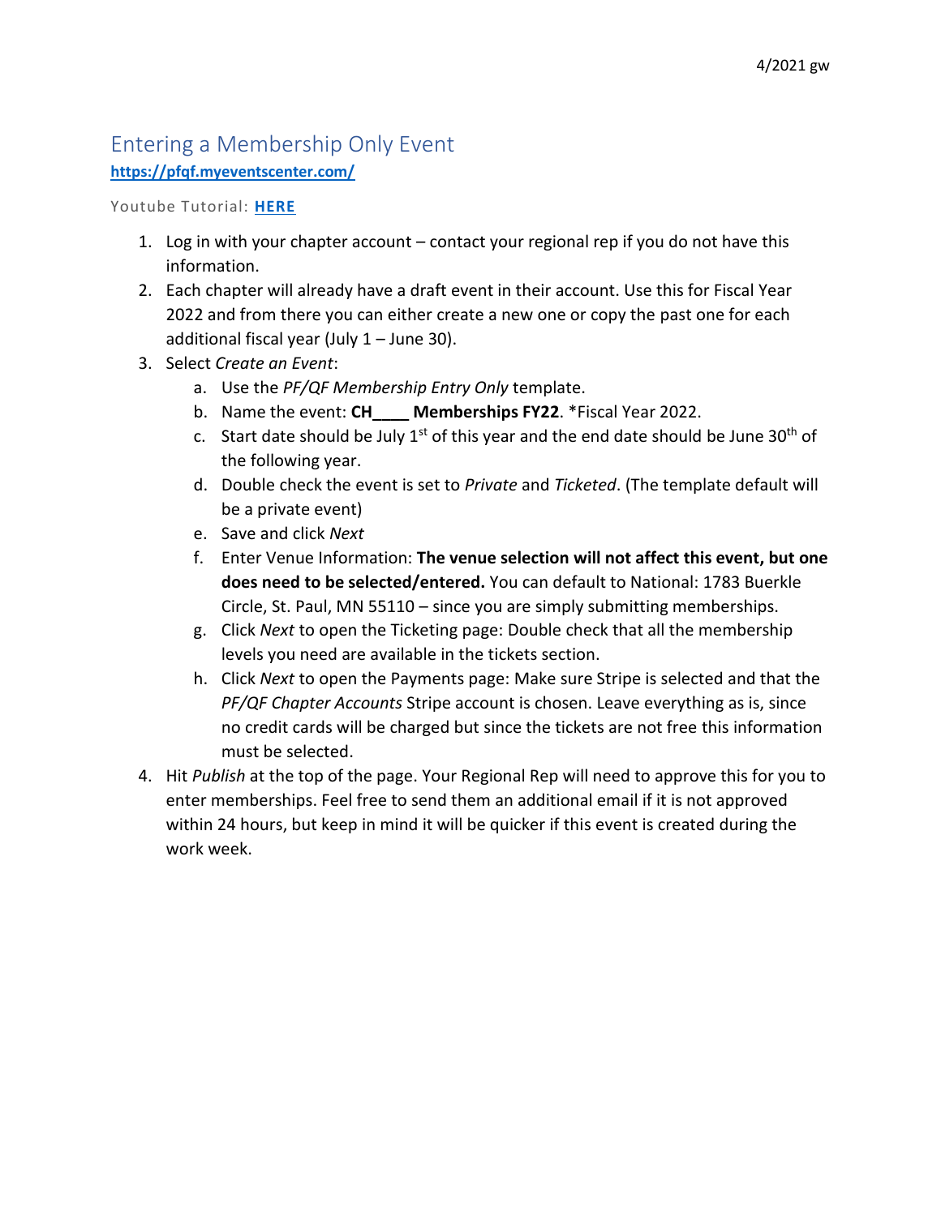4/2021 gw

# Entering a Membership Only Event

**https://pfqf.myeventscenter.com/**

Youtube Tutorial: **HERE**

1. Log in with your chapter account – contact your regional rep if you do not have this information.
2. Each chapter will already have a draft event in their account. Use this for Fiscal Year 2022 and from there you can either create a new one or copy the past one for each additional fiscal year (July 1 – June 30).
3. Select *Create an Event*:
   a. Use the *PF/QF Membership Entry Only* template.
   b. Name the event: **CH____ Memberships FY22**. *Fiscal Year 2022.
   c. Start date should be July 1st of this year and the end date should be June 30th of the following year.
   d. Double check the event is set to *Private* and *Ticketed*. (The template default will be a private event)
   e. Save and click *Next*
   f. Enter Venue Information: **The venue selection will not affect this event, but one does need to be selected/entered.** You can default to National: 1783 Buerkle Circle, St. Paul, MN 55110 – since you are simply submitting memberships.
   g. Click *Next* to open the Ticketing page: Double check that all the membership levels you need are available in the tickets section.
   h. Click *Next* to open the Payments page: Make sure Stripe is selected and that the *PF/QF Chapter Accounts* Stripe account is chosen. Leave everything as is, since no credit cards will be charged but since the tickets are not free this information must be selected.
4. Hit *Publish* at the top of the page. Your Regional Rep will need to approve this for you to enter memberships. Feel free to send them an additional email if it is not approved within 24 hours, but keep in mind it will be quicker if this event is created during the work week.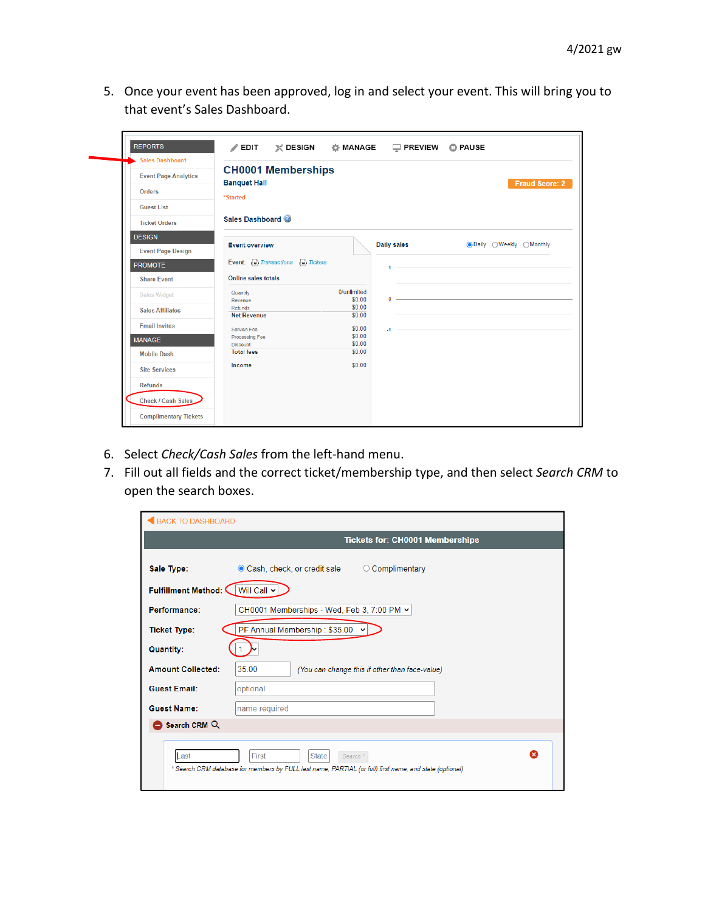4/2021 gw

5. Once your event has been approved, log in and select your event. This will bring you to that event's Sales Dashboard.

6. Select *Check/Cash Sales* from the left-hand menu.
7. Fill out all fields and the correct ticket/membership type, and then select *Search CRM* to open the search boxes.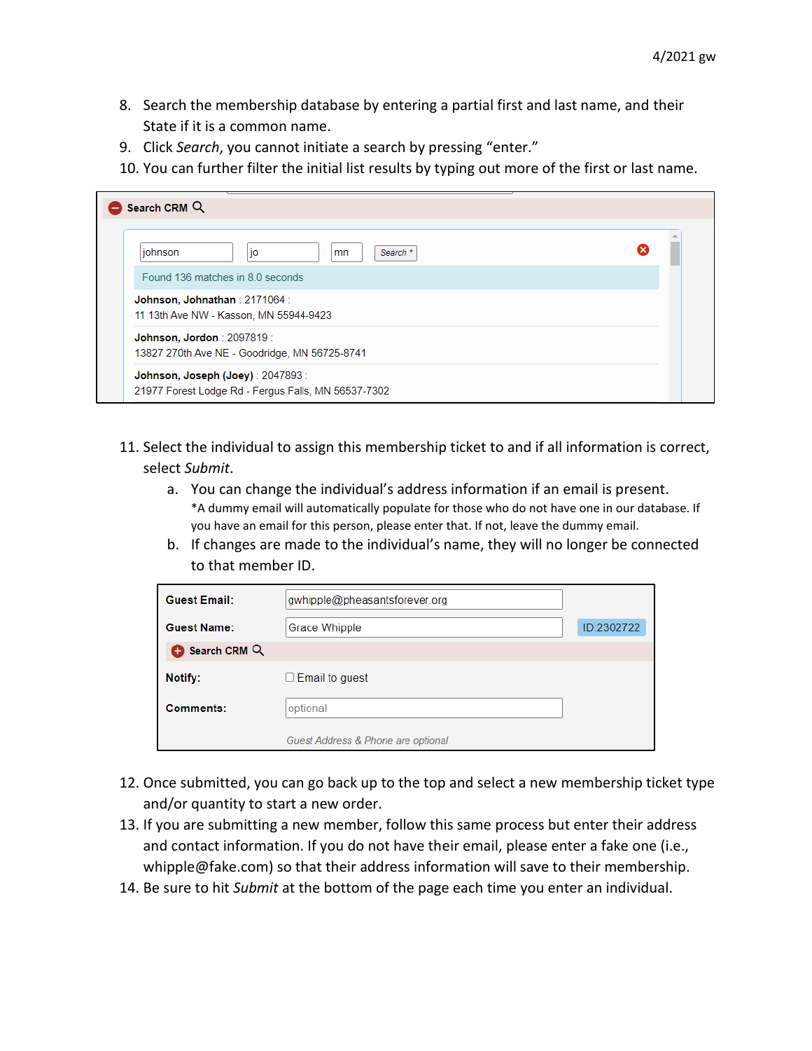8. Search the membership database by entering a partial first and last name, and their State if it is a common name.
9. Click *Search*, you cannot initiate a search by pressing "enter."
10. You can further filter the initial list results by typing out more of the first or last name.

Search CRM

johnson | jo | mn | Search *

Found 136 matches in 8.0 seconds

**Johnson, Johnathan** : 2171064 :
11 13th Ave NW - Kasson, MN 55944-9423

**Johnson, Jordon** : 2097819 :
13827 270th Ave NE - Goodridge, MN 56725-8741

**Johnson, Joseph (Joey)** : 2047893 :
21977 Forest Lodge Rd - Fergus Falls, MN 56537-7302

11. Select the individual to assign this membership ticket to and if all information is correct, select *Submit*.
    a. You can change the individual's address information if an email is present.
       *A dummy email will automatically populate for those who do not have one in our database. If you have an email for this person, please enter that. If not, leave the dummy email.
    b. If changes are made to the individual's name, they will no longer be connected to that member ID.

| | | |
|---|---|---|
| **Guest Email:** | gwhipple@pheasantsforever.org | |
| **Guest Name:** | Grace Whipple | ID:2302722 |
| **Search CRM** | | |
| **Notify:** | Email to guest | |
| **Comments:** | optional | |
| | *Guest Address & Phone are optional* | |

12. Once submitted, you can go back up to the top and select a new membership ticket type and/or quantity to start a new order.
13. If you are submitting a new member, follow this same process but enter their address and contact information. If you do not have their email, please enter a fake one (i.e., whipple@fake.com) so that their address information will save to their membership.
14. Be sure to hit *Submit* at the bottom of the page each time you enter an individual.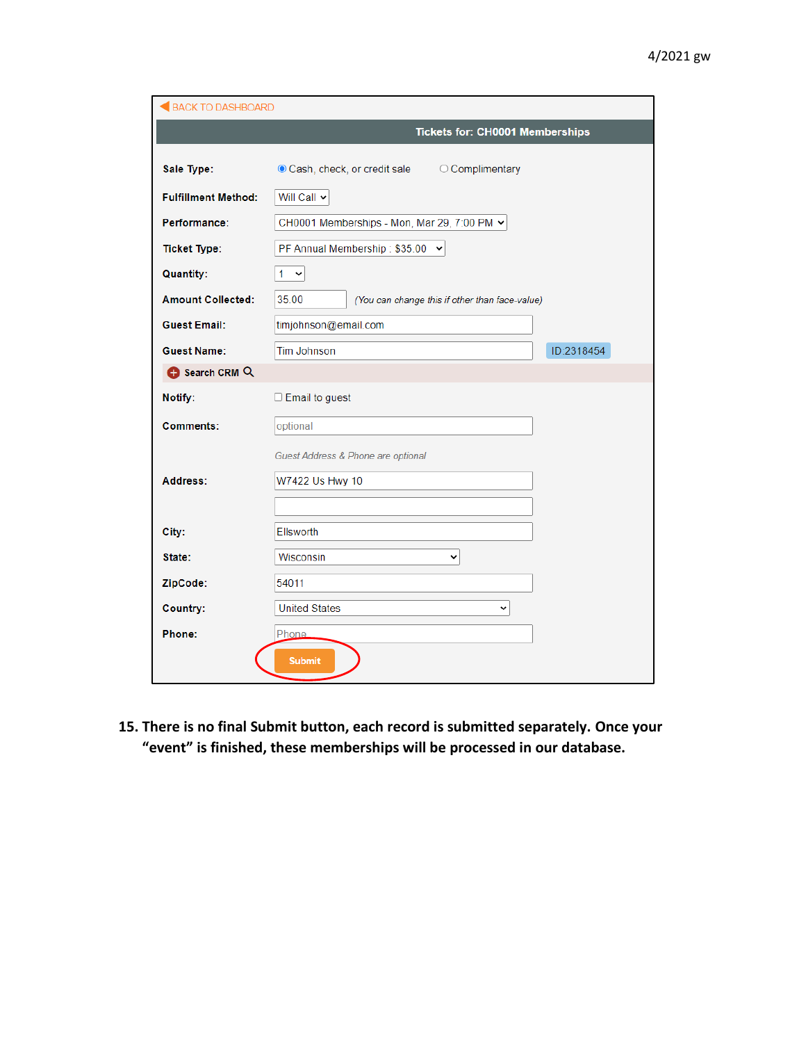4/2021 gw

BACK TO DASHBOARD

**Tickets for: CH0001 Memberships**

| | |
|---|---|
| **Sale Type:** | ◉ Cash, check, or credit sale ○ Complimentary |
| **Fulfillment Method:** | Will Call |
| **Performance:** | CH0001 Memberships - Mon, Mar 29, 7:00 PM |
| **Ticket Type:** | PF Annual Membership : $35.00 |
| **Quantity:** | 1 |
| **Amount Collected:** | 35.00 *(You can change this if other than face-value)* |
| **Guest Email:** | timjohnson@email.com |
| **Guest Name:** | Tim Johnson ID:2318454 |
| **Search CRM** | |
| **Notify:** | ☐ Email to guest |
| **Comments:** | optional |
| | *Guest Address & Phone are optional* |
| **Address:** | W7422 Us Hwy 10 |
| **City:** | Ellsworth |
| **State:** | Wisconsin |
| **ZipCode:** | 54011 |
| **Country:** | United States |
| **Phone:** | Phone |

Submit

**15. There is no final Submit button, each record is submitted separately. Once your "event" is finished, these memberships will be processed in our database.**